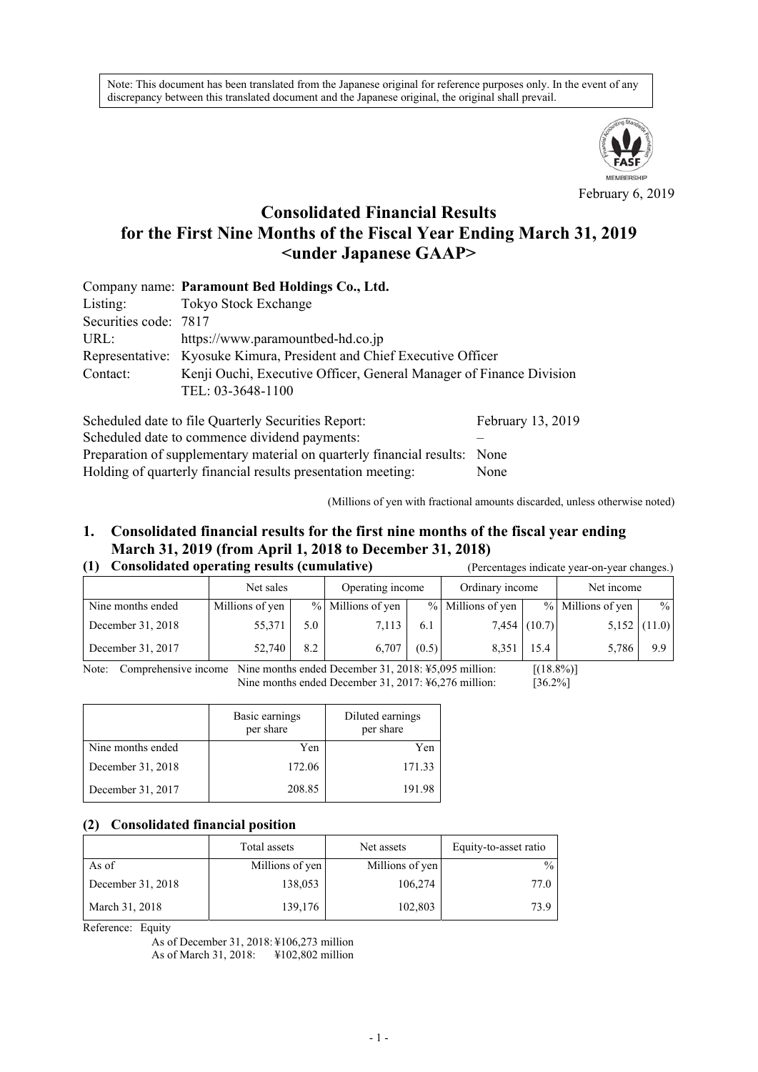Note: This document has been translated from the Japanese original for reference purposes only. In the event of any discrepancy between this translated document and the Japanese original, the original shall prevail.

February 6, 2019

# Consolidated Financial Results for the First Nine Months of the Fiscal Year Ending March 31, 2019 <under Japanese GAAP>

Company name: **Paramount Bed Holdings Co., Ltd.**
Listing: Tokyo Stock Exchange
Securities code: 7817
URL: https://www.paramountbed-hd.co.jp
Representative: Kyosuke Kimura, President and Chief Executive Officer
Contact: Kenji Ouchi, Executive Officer, General Manager of Finance Division
TEL: 03-3648-1100

Scheduled date to file Quarterly Securities Report: February 13, 2019
Scheduled date to commence dividend payments: –
Preparation of supplementary material on quarterly financial results: None
Holding of quarterly financial results presentation meeting: None

(Millions of yen with fractional amounts discarded, unless otherwise noted)

## 1. Consolidated financial results for the first nine months of the fiscal year ending March 31, 2019 (from April 1, 2018 to December 31, 2018)

### (1) Consolidated operating results (cumulative)

(Percentages indicate year-on-year changes.)

| | Net sales | | Operating income | | Ordinary income | | Net income | |
|---|---|---|---|---|---|---|---|---|
| Nine months ended | Millions of yen | % | Millions of yen | % | Millions of yen | % | Millions of yen | % |
| December 31, 2018 | 55,371 | 5.0 | 7,113 | 6.1 | 7,454 | (10.7) | 5,152 | (11.0) |
| December 31, 2017 | 52,740 | 8.2 | 6,707 | (0.5) | 8,351 | 15.4 | 5,786 | 9.9 |

Note: Comprehensive income Nine months ended December 31, 2018: ¥5,095 million: [(18.8%)]
Nine months ended December 31, 2017: ¥6,276 million: [36.2%]

| | Basic earnings per share | Diluted earnings per share |
|---|---|---|
| Nine months ended | Yen | Yen |
| December 31, 2018 | 172.06 | 171.33 |
| December 31, 2017 | 208.85 | 191.98 |

### (2) Consolidated financial position

| | Total assets | Net assets | Equity-to-asset ratio |
|---|---|---|---|
| As of | Millions of yen | Millions of yen | % |
| December 31, 2018 | 138,053 | 106,274 | 77.0 |
| March 31, 2018 | 139,176 | 102,803 | 73.9 |

Reference: Equity
As of December 31, 2018: ¥106,273 million
As of March 31, 2018: ¥102,802 million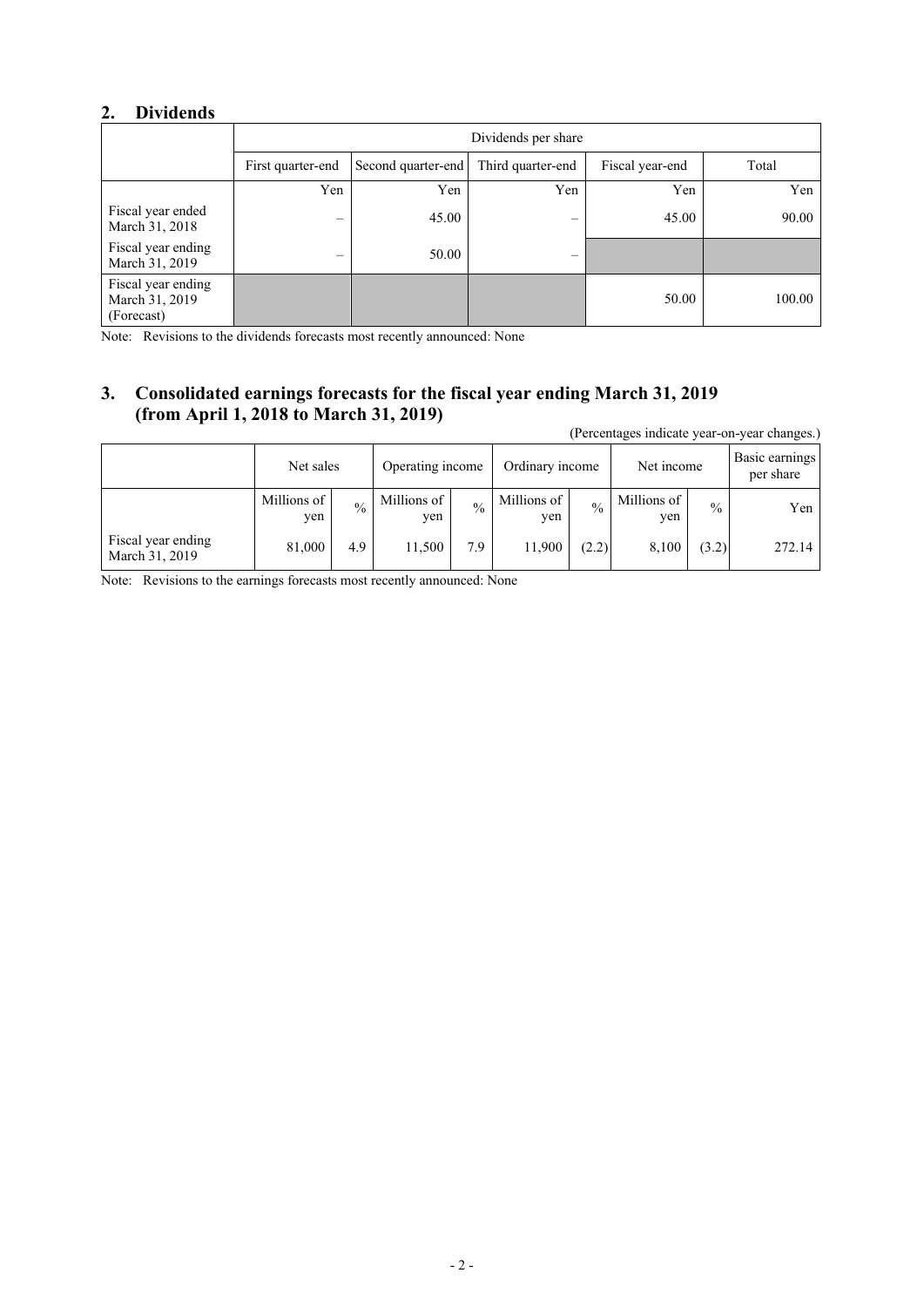## 2. Dividends

| | Dividends per share | | | | |
|---|---|---|---|---|---|
| | First quarter-end | Second quarter-end | Third quarter-end | Fiscal year-end | Total |
| | Yen | Yen | Yen | Yen | Yen |
| Fiscal year ended March 31, 2018 | – | 45.00 | – | 45.00 | 90.00 |
| Fiscal year ending March 31, 2019 | – | 50.00 | – | | |
| Fiscal year ending March 31, 2019 (Forecast) | | | | 50.00 | 100.00 |

Note: Revisions to the dividends forecasts most recently announced: None

## 3. Consolidated earnings forecasts for the fiscal year ending March 31, 2019 (from April 1, 2018 to March 31, 2019)

(Percentages indicate year-on-year changes.)

| | Net sales | | Operating income | | Ordinary income | | Net income | | Basic earnings per share |
|---|---|---|---|---|---|---|---|---|---|
| | Millions of yen | % | Millions of yen | % | Millions of yen | % | Millions of yen | % | Yen |
| Fiscal year ending March 31, 2019 | 81,000 | 4.9 | 11,500 | 7.9 | 11,900 | (2.2) | 8,100 | (3.2) | 272.14 |

Note: Revisions to the earnings forecasts most recently announced: None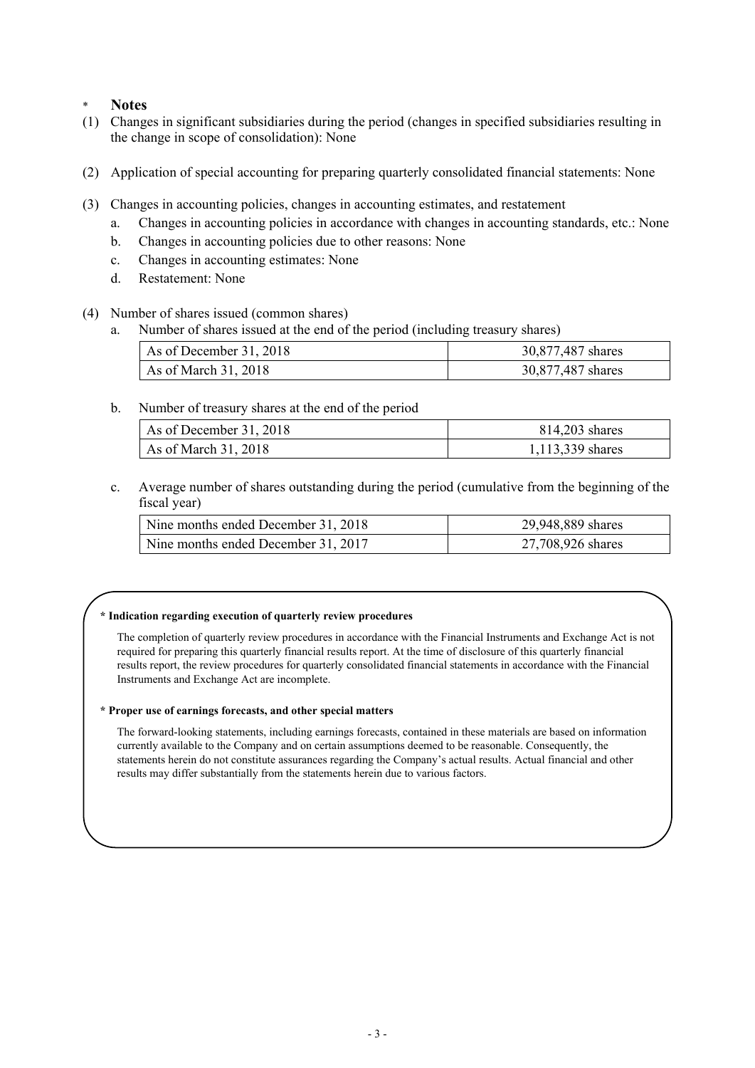## * Notes

(1) Changes in significant subsidiaries during the period (changes in specified subsidiaries resulting in the change in scope of consolidation): None

(2) Application of special accounting for preparing quarterly consolidated financial statements: None

(3) Changes in accounting policies, changes in accounting estimates, and restatement

a. Changes in accounting policies in accordance with changes in accounting standards, etc.: None
b. Changes in accounting policies due to other reasons: None
c. Changes in accounting estimates: None
d. Restatement: None

(4) Number of shares issued (common shares)

a. Number of shares issued at the end of the period (including treasury shares)

| | |
|---|---|
| As of December 31, 2018 | 30,877,487 shares |
| As of March 31, 2018 | 30,877,487 shares |

b. Number of treasury shares at the end of the period

| | |
|---|---|
| As of December 31, 2018 | 814,203 shares |
| As of March 31, 2018 | 1,113,339 shares |

c. Average number of shares outstanding during the period (cumulative from the beginning of the fiscal year)

| | |
|---|---|
| Nine months ended December 31, 2018 | 29,948,889 shares |
| Nine months ended December 31, 2017 | 27,708,926 shares |

**\* Indication regarding execution of quarterly review procedures**

The completion of quarterly review procedures in accordance with the Financial Instruments and Exchange Act is not required for preparing this quarterly financial results report. At the time of disclosure of this quarterly financial results report, the review procedures for quarterly consolidated financial statements in accordance with the Financial Instruments and Exchange Act are incomplete.

**\* Proper use of earnings forecasts, and other special matters**

The forward-looking statements, including earnings forecasts, contained in these materials are based on information currently available to the Company and on certain assumptions deemed to be reasonable. Consequently, the statements herein do not constitute assurances regarding the Company's actual results. Actual financial and other results may differ substantially from the statements herein due to various factors.